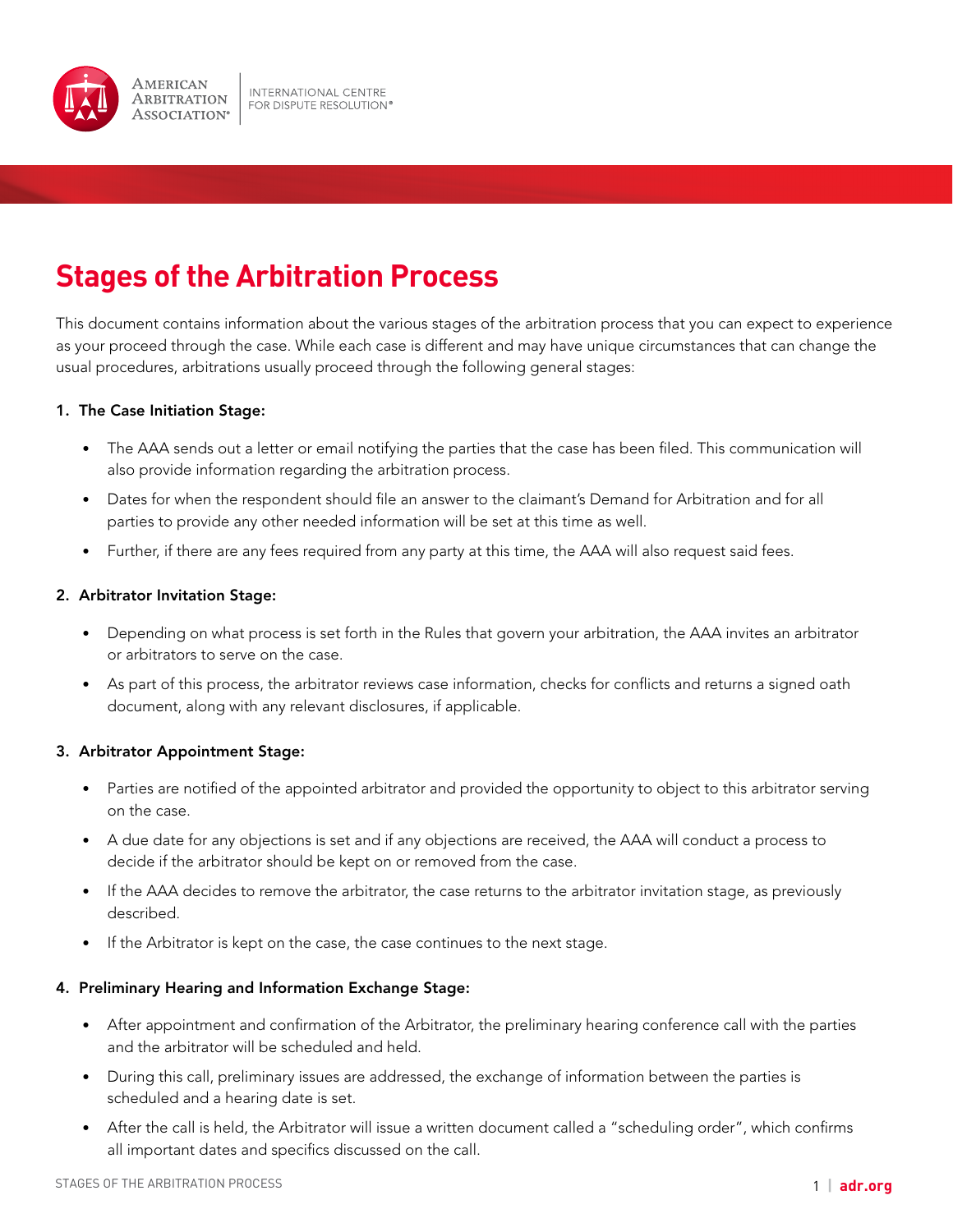# Stages of the Arbitration Process

This document contains information about the various stages of the arbitration process that you can expect to experience as your proceed through the case. While each case is different and may have unique circumstances that can change the usual procedures, arbitrations usually proceed through the following general stages:

1. **The Case Initiation Stage:**
    - The AAA sends out a letter or email notifying the parties that the case has been filed. This communication will also provide information regarding the arbitration process.
    - Dates for when the respondent should file an answer to the claimant's Demand for Arbitration and for all parties to provide any other needed information will be set at this time as well.
    - Further, if there are any fees required from any party at this time, the AAA will also request said fees.

2. **Arbitrator Invitation Stage:**
    - Depending on what process is set forth in the Rules that govern your arbitration, the AAA invites an arbitrator or arbitrators to serve on the case.
    - As part of this process, the arbitrator reviews case information, checks for conflicts and returns a signed oath document, along with any relevant disclosures, if applicable.

3. **Arbitrator Appointment Stage:**
    - Parties are notified of the appointed arbitrator and provided the opportunity to object to this arbitrator serving on the case.
    - A due date for any objections is set and if any objections are received, the AAA will conduct a process to decide if the arbitrator should be kept on or removed from the case.
    - If the AAA decides to remove the arbitrator, the case returns to the arbitrator invitation stage, as previously described.
    - If the Arbitrator is kept on the case, the case continues to the next stage.

4. **Preliminary Hearing and Information Exchange Stage:**
    - After appointment and confirmation of the Arbitrator, the preliminary hearing conference call with the parties and the arbitrator will be scheduled and held.
    - During this call, preliminary issues are addressed, the exchange of information between the parties is scheduled and a hearing date is set.
    - After the call is held, the Arbitrator will issue a written document called a "scheduling order", which confirms all important dates and specifics discussed on the call.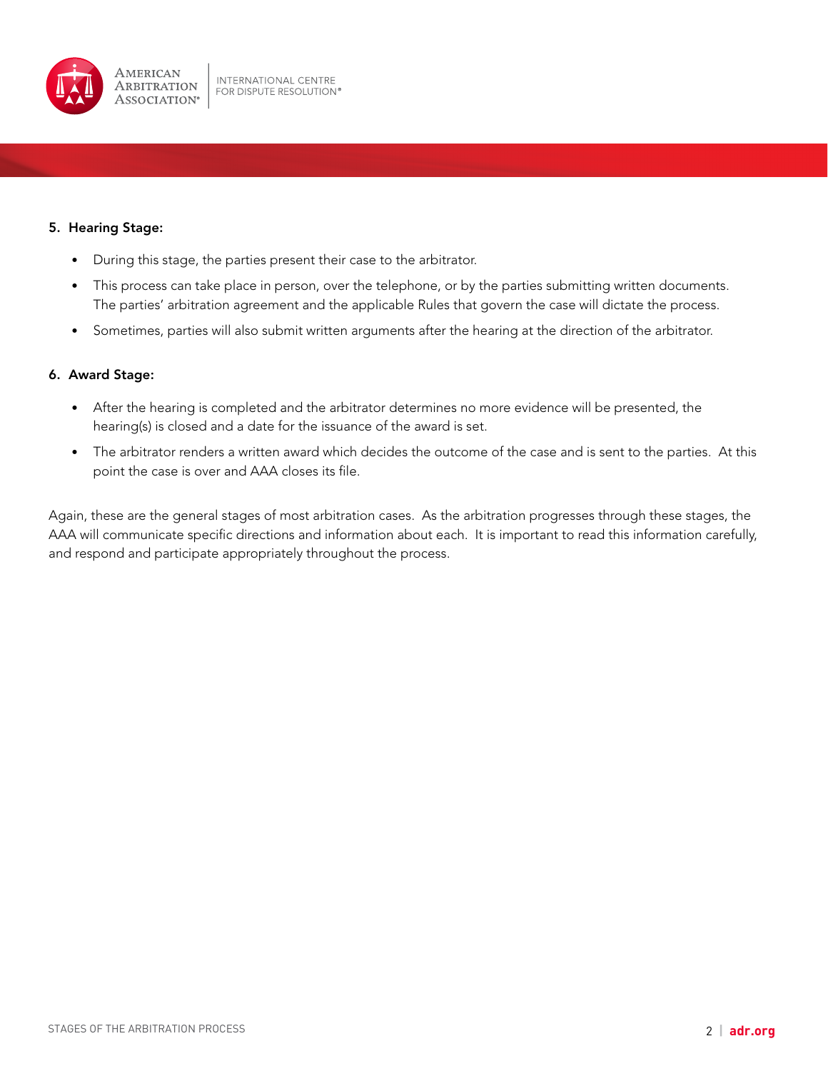5. **Hearing Stage:**

- During this stage, the parties present their case to the arbitrator.
- This process can take place in person, over the telephone, or by the parties submitting written documents. The parties' arbitration agreement and the applicable Rules that govern the case will dictate the process.
- Sometimes, parties will also submit written arguments after the hearing at the direction of the arbitrator.

6. **Award Stage:**

- After the hearing is completed and the arbitrator determines no more evidence will be presented, the hearing(s) is closed and a date for the issuance of the award is set.
- The arbitrator renders a written award which decides the outcome of the case and is sent to the parties. At this point the case is over and AAA closes its file.

Again, these are the general stages of most arbitration cases. As the arbitration progresses through these stages, the AAA will communicate specific directions and information about each. It is important to read this information carefully, and respond and participate appropriately throughout the process.